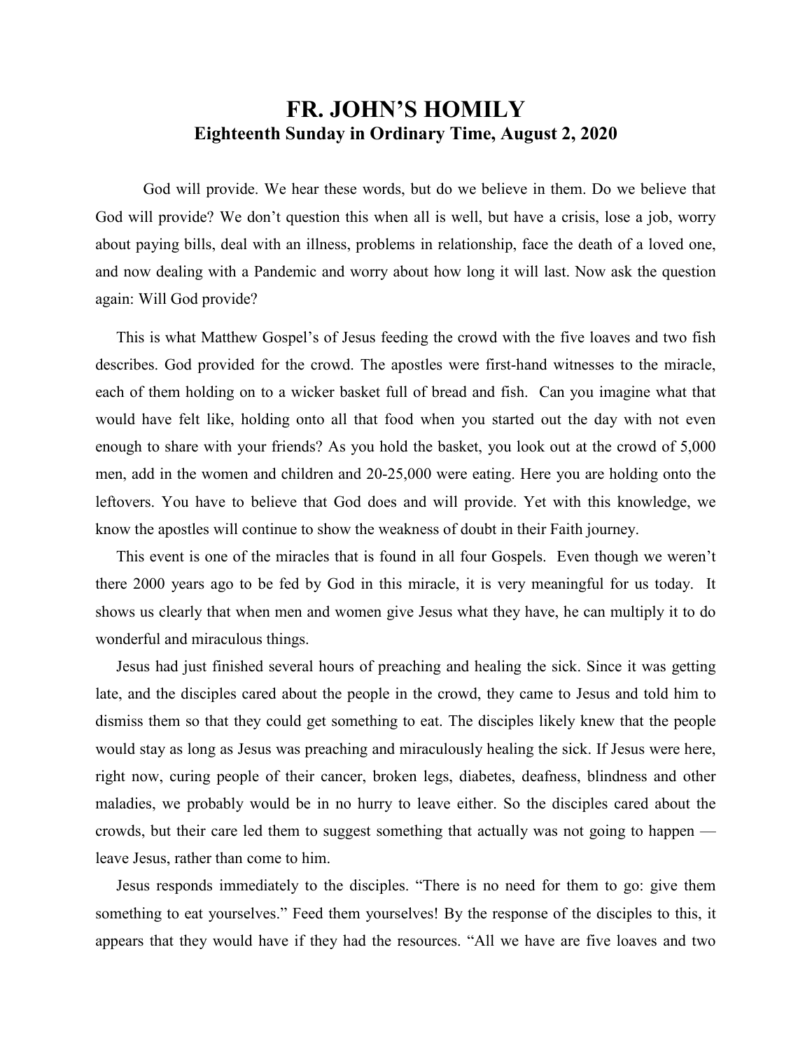# FR. JOHN'S HOMILY

## Eighteenth Sunday in Ordinary Time, August 2, 2020

God will provide. We hear these words, but do we believe in them. Do we believe that God will provide? We don't question this when all is well, but have a crisis, lose a job, worry about paying bills, deal with an illness, problems in relationship, face the death of a loved one, and now dealing with a Pandemic and worry about how long it will last. Now ask the question again: Will God provide?

This is what Matthew Gospel's of Jesus feeding the crowd with the five loaves and two fish describes. God provided for the crowd. The apostles were first-hand witnesses to the miracle, each of them holding on to a wicker basket full of bread and fish. Can you imagine what that would have felt like, holding onto all that food when you started out the day with not even enough to share with your friends? As you hold the basket, you look out at the crowd of 5,000 men, add in the women and children and 20-25,000 were eating. Here you are holding onto the leftovers. You have to believe that God does and will provide. Yet with this knowledge, we know the apostles will continue to show the weakness of doubt in their Faith journey.

This event is one of the miracles that is found in all four Gospels. Even though we weren't there 2000 years ago to be fed by God in this miracle, it is very meaningful for us today. It shows us clearly that when men and women give Jesus what they have, he can multiply it to do wonderful and miraculous things.

Jesus had just finished several hours of preaching and healing the sick. Since it was getting late, and the disciples cared about the people in the crowd, they came to Jesus and told him to dismiss them so that they could get something to eat. The disciples likely knew that the people would stay as long as Jesus was preaching and miraculously healing the sick. If Jesus were here, right now, curing people of their cancer, broken legs, diabetes, deafness, blindness and other maladies, we probably would be in no hurry to leave either. So the disciples cared about the crowds, but their care led them to suggest something that actually was not going to happen — leave Jesus, rather than come to him.

Jesus responds immediately to the disciples. "There is no need for them to go: give them something to eat yourselves." Feed them yourselves! By the response of the disciples to this, it appears that they would have if they had the resources. "All we have are five loaves and two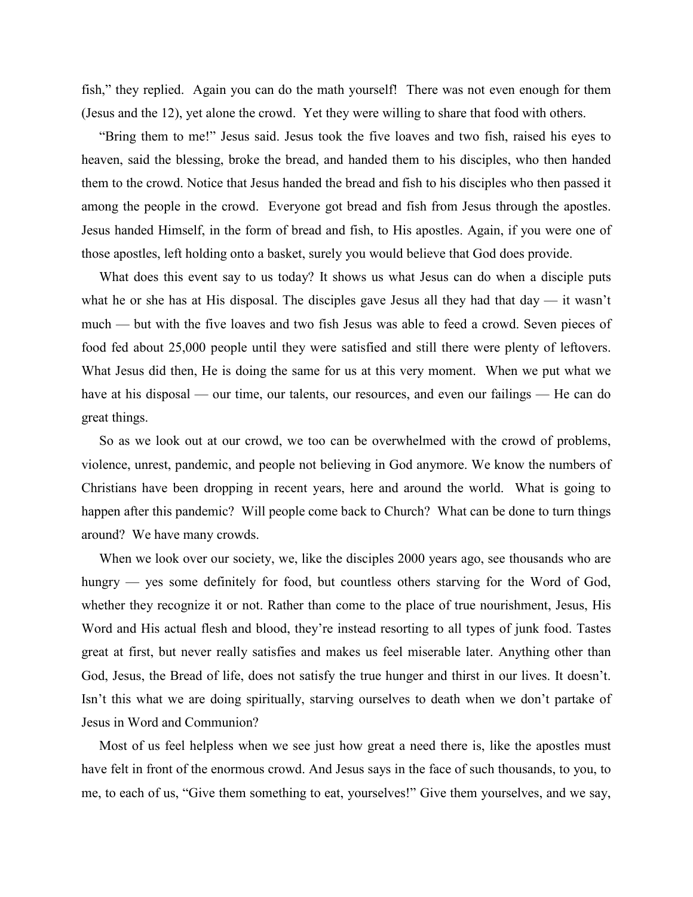fish," they replied. Again you can do the math yourself! There was not even enough for them (Jesus and the 12), yet alone the crowd. Yet they were willing to share that food with others.

"Bring them to me!" Jesus said. Jesus took the five loaves and two fish, raised his eyes to heaven, said the blessing, broke the bread, and handed them to his disciples, who then handed them to the crowd. Notice that Jesus handed the bread and fish to his disciples who then passed it among the people in the crowd. Everyone got bread and fish from Jesus through the apostles. Jesus handed Himself, in the form of bread and fish, to His apostles. Again, if you were one of those apostles, left holding onto a basket, surely you would believe that God does provide.

What does this event say to us today? It shows us what Jesus can do when a disciple puts what he or she has at His disposal. The disciples gave Jesus all they had that day — it wasn't much — but with the five loaves and two fish Jesus was able to feed a crowd. Seven pieces of food fed about 25,000 people until they were satisfied and still there were plenty of leftovers. What Jesus did then, He is doing the same for us at this very moment. When we put what we have at his disposal — our time, our talents, our resources, and even our failings — He can do great things.

So as we look out at our crowd, we too can be overwhelmed with the crowd of problems, violence, unrest, pandemic, and people not believing in God anymore. We know the numbers of Christians have been dropping in recent years, here and around the world. What is going to happen after this pandemic? Will people come back to Church? What can be done to turn things around? We have many crowds.

When we look over our society, we, like the disciples 2000 years ago, see thousands who are hungry — yes some definitely for food, but countless others starving for the Word of God, whether they recognize it or not. Rather than come to the place of true nourishment, Jesus, His Word and His actual flesh and blood, they're instead resorting to all types of junk food. Tastes great at first, but never really satisfies and makes us feel miserable later. Anything other than God, Jesus, the Bread of life, does not satisfy the true hunger and thirst in our lives. It doesn't. Isn't this what we are doing spiritually, starving ourselves to death when we don't partake of Jesus in Word and Communion?

Most of us feel helpless when we see just how great a need there is, like the apostles must have felt in front of the enormous crowd. And Jesus says in the face of such thousands, to you, to me, to each of us, "Give them something to eat, yourselves!" Give them yourselves, and we say,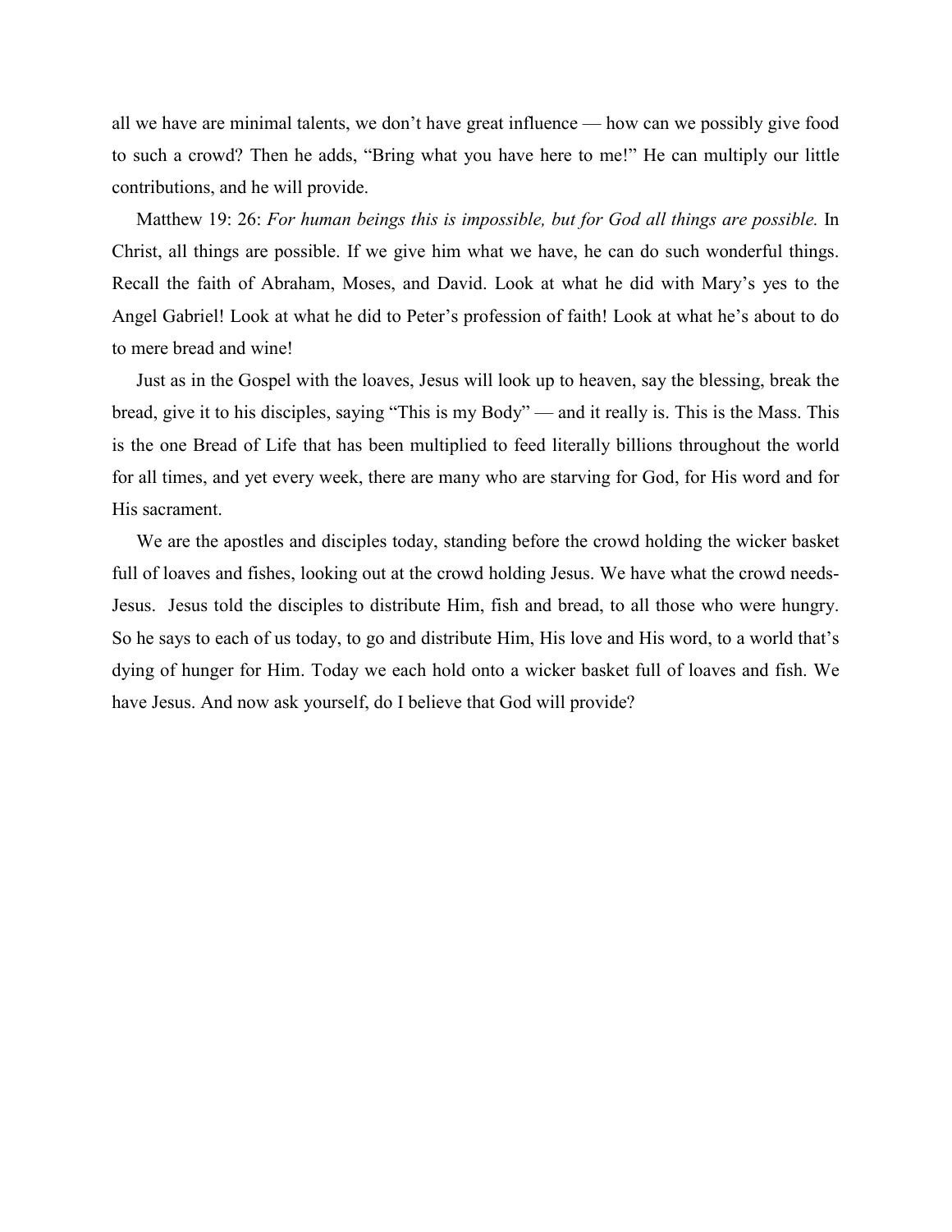all we have are minimal talents, we don't have great influence — how can we possibly give food to such a crowd? Then he adds, "Bring what you have here to me!" He can multiply our little contributions, and he will provide.

Matthew 19: 26: *For human beings this is impossible, but for God all things are possible.* In Christ, all things are possible. If we give him what we have, he can do such wonderful things. Recall the faith of Abraham, Moses, and David. Look at what he did with Mary's yes to the Angel Gabriel! Look at what he did to Peter's profession of faith! Look at what he's about to do to mere bread and wine!

Just as in the Gospel with the loaves, Jesus will look up to heaven, say the blessing, break the bread, give it to his disciples, saying "This is my Body" — and it really is. This is the Mass. This is the one Bread of Life that has been multiplied to feed literally billions throughout the world for all times, and yet every week, there are many who are starving for God, for His word and for His sacrament.

We are the apostles and disciples today, standing before the crowd holding the wicker basket full of loaves and fishes, looking out at the crowd holding Jesus. We have what the crowd needs- Jesus. Jesus told the disciples to distribute Him, fish and bread, to all those who were hungry. So he says to each of us today, to go and distribute Him, His love and His word, to a world that's dying of hunger for Him. Today we each hold onto a wicker basket full of loaves and fish. We have Jesus. And now ask yourself, do I believe that God will provide?